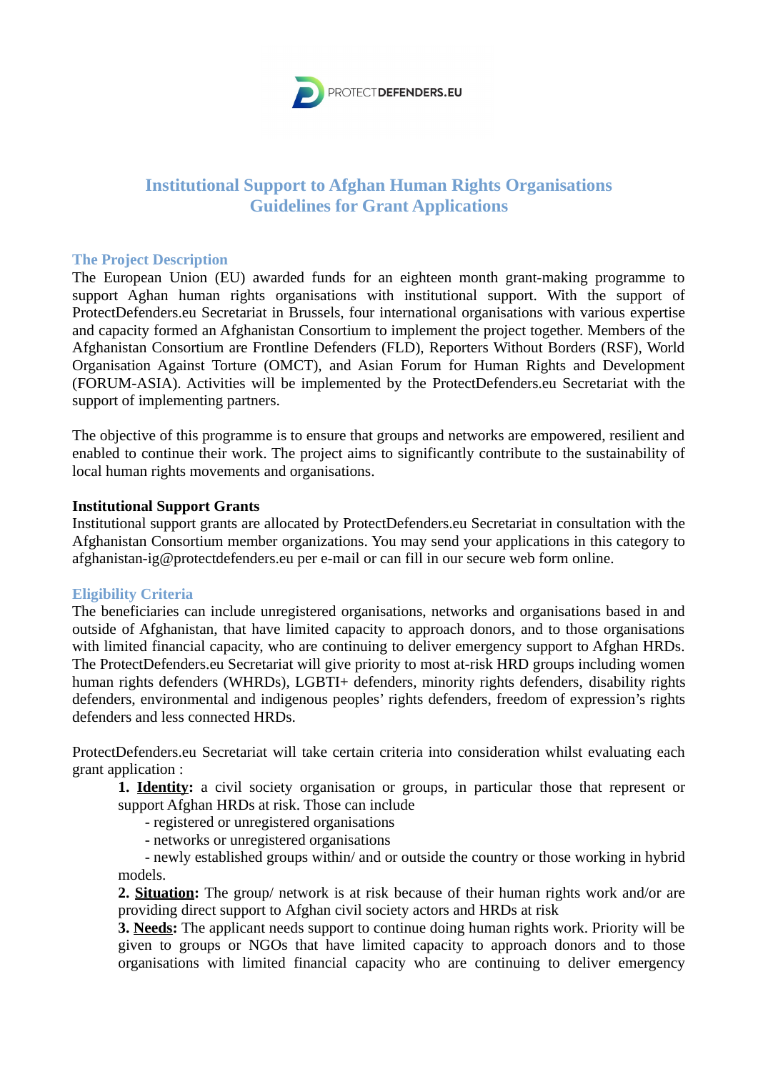# Institutional Support to Afghan Human Rights Organisations
# Guidelines for Grant Applications

## The Project Description

The European Union (EU) awarded funds for an eighteen month grant-making programme to support Aghan human rights organisations with institutional support. With the support of ProtectDefenders.eu Secretariat in Brussels, four international organisations with various expertise and capacity formed an Afghanistan Consortium to implement the project together. Members of the Afghanistan Consortium are Frontline Defenders (FLD), Reporters Without Borders (RSF), World Organisation Against Torture (OMCT), and Asian Forum for Human Rights and Development (FORUM-ASIA). Activities will be implemented by the ProtectDefenders.eu Secretariat with the support of implementing partners.

The objective of this programme is to ensure that groups and networks are empowered, resilient and enabled to continue their work. The project aims to significantly contribute to the sustainability of local human rights movements and organisations.

**Institutional Support Grants**

Institutional support grants are allocated by ProtectDefenders.eu Secretariat in consultation with the Afghanistan Consortium member organizations. You may send your applications in this category to afghanistan-ig@protectdefenders.eu per e-mail or can fill in our secure web form online.

## Eligibility Criteria

The beneficiaries can include unregistered organisations, networks and organisations based in and outside of Afghanistan, that have limited capacity to approach donors, and to those organisations with limited financial capacity, who are continuing to deliver emergency support to Afghan HRDs. The ProtectDefenders.eu Secretariat will give priority to most at-risk HRD groups including women human rights defenders (WHRDs), LGBTI+ defenders, minority rights defenders, disability rights defenders, environmental and indigenous peoples' rights defenders, freedom of expression's rights defenders and less connected HRDs.

ProtectDefenders.eu Secretariat will take certain criteria into consideration whilst evaluating each grant application :

**1. <u>Identity</u>:** a civil society organisation or groups, in particular those that represent or support Afghan HRDs at risk. Those can include
- registered or unregistered organisations
- networks or unregistered organisations
- newly established groups within/ and or outside the country or those working in hybrid models.

**2. <u>Situation</u>:** The group/ network is at risk because of their human rights work and/or are providing direct support to Afghan civil society actors and HRDs at risk

**3. <u>Needs</u>:** The applicant needs support to continue doing human rights work. Priority will be given to groups or NGOs that have limited capacity to approach donors and to those organisations with limited financial capacity who are continuing to deliver emergency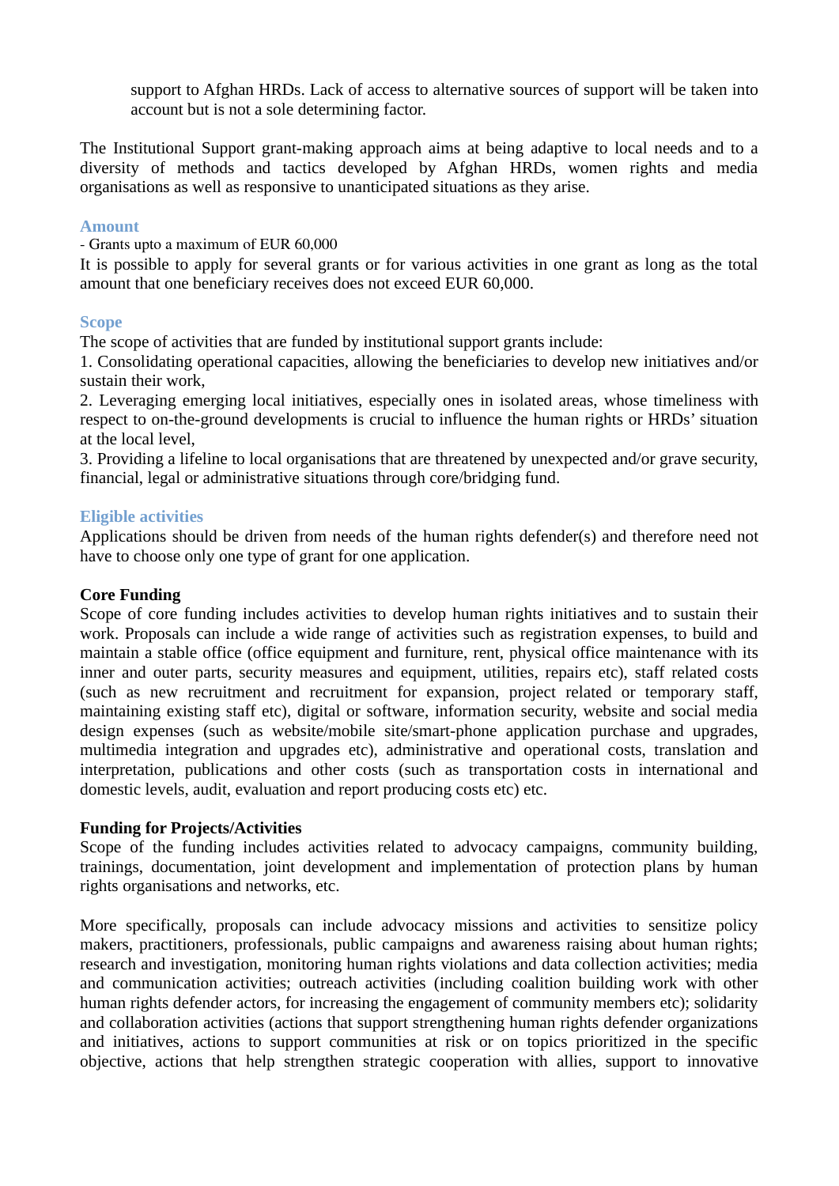support to Afghan HRDs. Lack of access to alternative sources of support will be taken into account but is not a sole determining factor.

The Institutional Support grant-making approach aims at being adaptive to local needs and to a diversity of methods and tactics developed by Afghan HRDs, women rights and media organisations as well as responsive to unanticipated situations as they arise.

### Amount

- Grants upto a maximum of EUR 60,000

It is possible to apply for several grants or for various activities in one grant as long as the total amount that one beneficiary receives does not exceed EUR 60,000.

### Scope

The scope of activities that are funded by institutional support grants include:

1. Consolidating operational capacities, allowing the beneficiaries to develop new initiatives and/or sustain their work,
2. Leveraging emerging local initiatives, especially ones in isolated areas, whose timeliness with respect to on-the-ground developments is crucial to influence the human rights or HRDs' situation at the local level,
3. Providing a lifeline to local organisations that are threatened by unexpected and/or grave security, financial, legal or administrative situations through core/bridging fund.

### Eligible activities

Applications should be driven from needs of the human rights defender(s) and therefore need not have to choose only one type of grant for one application.

**Core Funding**

Scope of core funding includes activities to develop human rights initiatives and to sustain their work. Proposals can include a wide range of activities such as registration expenses, to build and maintain a stable office (office equipment and furniture, rent, physical office maintenance with its inner and outer parts, security measures and equipment, utilities, repairs etc), staff related costs (such as new recruitment and recruitment for expansion, project related or temporary staff, maintaining existing staff etc), digital or software, information security, website and social media design expenses (such as website/mobile site/smart-phone application purchase and upgrades, multimedia integration and upgrades etc), administrative and operational costs, translation and interpretation, publications and other costs (such as transportation costs in international and domestic levels, audit, evaluation and report producing costs etc) etc.

**Funding for Projects/Activities**

Scope of the funding includes activities related to advocacy campaigns, community building, trainings, documentation, joint development and implementation of protection plans by human rights organisations and networks, etc.

More specifically, proposals can include advocacy missions and activities to sensitize policy makers, practitioners, professionals, public campaigns and awareness raising about human rights; research and investigation, monitoring human rights violations and data collection activities; media and communication activities; outreach activities (including coalition building work with other human rights defender actors, for increasing the engagement of community members etc); solidarity and collaboration activities (actions that support strengthening human rights defender organizations and initiatives, actions to support communities at risk or on topics prioritized in the specific objective, actions that help strengthen strategic cooperation with allies, support to innovative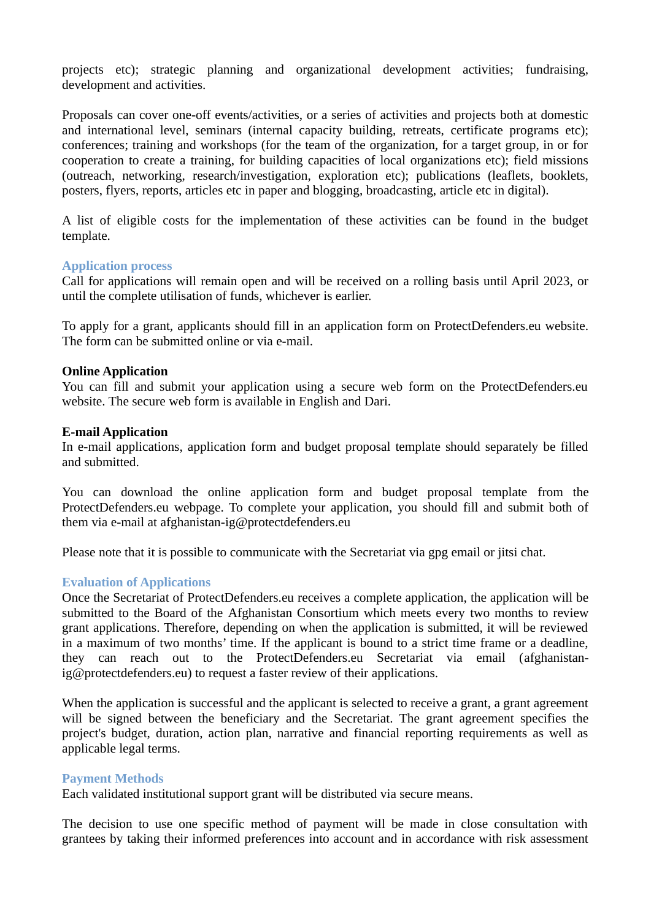projects etc); strategic planning and organizational development activities; fundraising, development and activities.

Proposals can cover one-off events/activities, or a series of activities and projects both at domestic and international level, seminars (internal capacity building, retreats, certificate programs etc); conferences; training and workshops (for the team of the organization, for a target group, in or for cooperation to create a training, for building capacities of local organizations etc); field missions (outreach, networking, research/investigation, exploration etc); publications (leaflets, booklets, posters, flyers, reports, articles etc in paper and blogging, broadcasting, article etc in digital).

A list of eligible costs for the implementation of these activities can be found in the budget template.

## Application process

Call for applications will remain open and will be received on a rolling basis until April 2023, or until the complete utilisation of funds, whichever is earlier.

To apply for a grant, applicants should fill in an application form on ProtectDefenders.eu website. The form can be submitted online or via e-mail.

**Online Application**
You can fill and submit your application using a secure web form on the ProtectDefenders.eu website. The secure web form is available in English and Dari.

**E-mail Application**
In e-mail applications, application form and budget proposal template should separately be filled and submitted.

You can download the online application form and budget proposal template from the ProtectDefenders.eu webpage. To complete your application, you should fill and submit both of them via e-mail at afghanistan-ig@protectdefenders.eu

Please note that it is possible to communicate with the Secretariat via gpg email or jitsi chat.

## Evaluation of Applications

Once the Secretariat of ProtectDefenders.eu receives a complete application, the application will be submitted to the Board of the Afghanistan Consortium which meets every two months to review grant applications. Therefore, depending on when the application is submitted, it will be reviewed in a maximum of two months' time. If the applicant is bound to a strict time frame or a deadline, they can reach out to the ProtectDefenders.eu Secretariat via email (afghanistan-ig@protectdefenders.eu) to request a faster review of their applications.

When the application is successful and the applicant is selected to receive a grant, a grant agreement will be signed between the beneficiary and the Secretariat. The grant agreement specifies the project's budget, duration, action plan, narrative and financial reporting requirements as well as applicable legal terms.

## Payment Methods

Each validated institutional support grant will be distributed via secure means.

The decision to use one specific method of payment will be made in close consultation with grantees by taking their informed preferences into account and in accordance with risk assessment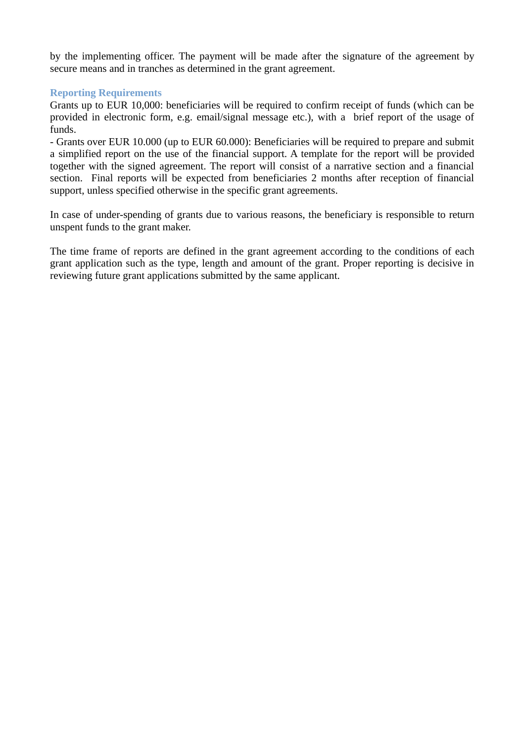by the implementing officer. The payment will be made after the signature of the agreement by secure means and in tranches as determined in the grant agreement.

### Reporting Requirements

Grants up to EUR 10,000: beneficiaries will be required to confirm receipt of funds (which can be provided in electronic form, e.g. email/signal message etc.), with a brief report of the usage of funds.

- Grants over EUR 10.000 (up to EUR 60.000): Beneficiaries will be required to prepare and submit a simplified report on the use of the financial support. A template for the report will be provided together with the signed agreement. The report will consist of a narrative section and a financial section. Final reports will be expected from beneficiaries 2 months after reception of financial support, unless specified otherwise in the specific grant agreements.

In case of under-spending of grants due to various reasons, the beneficiary is responsible to return unspent funds to the grant maker.

The time frame of reports are defined in the grant agreement according to the conditions of each grant application such as the type, length and amount of the grant. Proper reporting is decisive in reviewing future grant applications submitted by the same applicant.